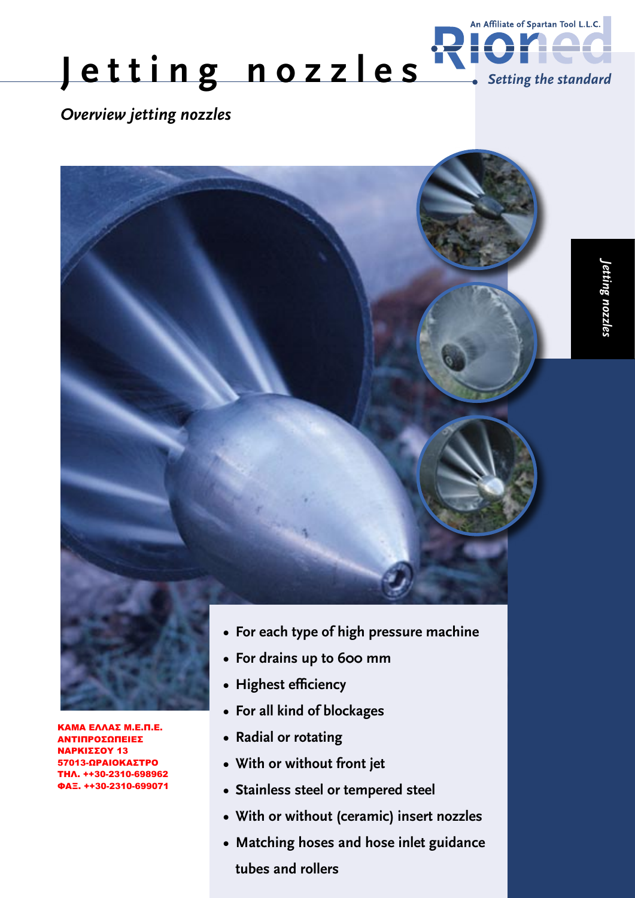# Jetting nozzles

An Affiliate of Spartan Tool L.L.C.

Rioned

*Setting the standard*

*Overview jetting nozzles*

*Jetting nozzles*

- For each type of high pressure machine
- For drains up to 600 mm
- Highest efficiency
- For all kind of blockages
- Radial or rotating
- With or without front jet
- Stainless steel or tempered steel
- With or without (ceramic) insert nozzles
- Matching hoses and hose inlet guidance tubes and rollers

**ΚΑΜΑ ΕΛΛΑΣ Μ.Ε.Π.Ε.**
**ΑΝΤΙΠΡΟΣΩΠΕΙΕΣ**
**ΝΑΡΚΙΣΣΟΥ 13**
**57013-ΩΡΑΙΟΚΑΣΤΡΟ**
**ΤΗΛ. ++30-2310-698962**
**ΦΑΞ. ++30-2310-699071**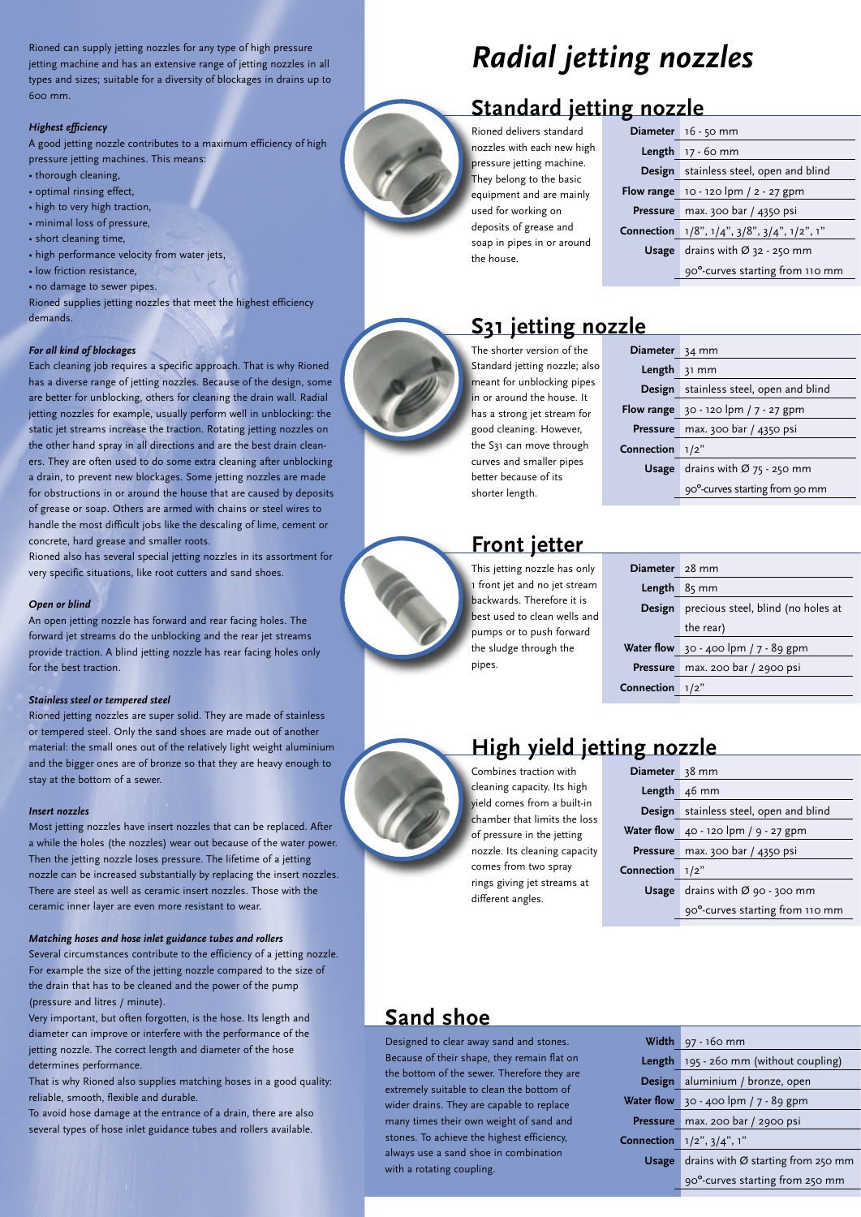Rioned can supply jetting nozzles for any type of high pressure jetting machine and has an extensive range of jetting nozzles in all types and sizes; suitable for a diversity of blockages in drains up to 600 mm.

*Highest efficiency*

A good jetting nozzle contributes to a maximum efficiency of high pressure jetting machines. This means:

- thorough cleaning,
- optimal rinsing effect,
- high to very high traction,
- minimal loss of pressure,
- short cleaning time,
- high performance velocity from water jets,
- low friction resistance,
- no damage to sewer pipes.

Rioned supplies jetting nozzles that meet the highest efficiency demands.

*For all kind of blockages*

Each cleaning job requires a specific approach. That is why Rioned has a diverse range of jetting nozzles. Because of the design, some are better for unblocking, others for cleaning the drain wall. Radial jetting nozzles for example, usually perform well in unblocking: the static jet streams increase the traction. Rotating jetting nozzles on the other hand spray in all directions and are the best drain cleaners. They are often used to do some extra cleaning after unblocking a drain, to prevent new blockages. Some jetting nozzles are made for obstructions in or around the house that are caused by deposits of grease or soap. Others are armed with chains or steel wires to handle the most difficult jobs like the descaling of lime, cement or concrete, hard grease and smaller roots.

Rioned also has several special jetting nozzles in its assortment for very specific situations, like root cutters and sand shoes.

*Open or blind*

An open jetting nozzle has forward and rear facing holes. The forward jet streams do the unblocking and the rear jet streams provide traction. A blind jetting nozzle has rear facing holes only for the best traction.

*Stainless steel or tempered steel*

Rioned jetting nozzles are super solid. They are made of stainless or tempered steel. Only the sand shoes are made out of another material: the small ones out of the relatively light weight aluminium and the bigger ones are of bronze so that they are heavy enough to stay at the bottom of a sewer.

*Insert nozzles*

Most jetting nozzles have insert nozzles that can be replaced. After a while the holes (the nozzles) wear out because of the water power. Then the jetting nozzle loses pressure. The lifetime of a jetting nozzle can be increased substantially by replacing the insert nozzles. There are steel as well as ceramic insert nozzles. Those with the ceramic inner layer are even more resistant to wear.

*Matching hoses and hose inlet guidance tubes and rollers*

Several circumstances contribute to the efficiency of a jetting nozzle. For example the size of the jetting nozzle compared to the size of the drain that has to be cleaned and the power of the pump (pressure and litres / minute).

Very important, but often forgotten, is the hose. Its length and diameter can improve or interfere with the performance of the jetting nozzle. The correct length and diameter of the hose determines performance.

That is why Rioned also supplies matching hoses in a good quality: reliable, smooth, flexible and durable.

To avoid hose damage at the entrance of a drain, there are also several types of hose inlet guidance tubes and rollers available.

# Radial jetting nozzles

## Standard jetting nozzle

Rioned delivers standard nozzles with each new high pressure jetting machine. They belong to the basic equipment and are mainly used for working on deposits of grease and soap in pipes in or around the house.

| | |
|---|---|
| **Diameter** | 16 - 50 mm |
| **Length** | 17 - 60 mm |
| **Design** | stainless steel, open and blind |
| **Flow range** | 10 - 120 lpm / 2 - 27 gpm |
| **Pressure** | max. 300 bar / 4350 psi |
| **Connection** | 1/8", 1/4", 3/8", 3/4", 1/2", 1" |
| **Usage** | drains with Ø 32 - 250 mm |
| | 90°-curves starting from 110 mm |

## S31 jetting nozzle

The shorter version of the Standard jetting nozzle; also meant for unblocking pipes in or around the house. It has a strong jet stream for good cleaning. However, the S31 can move through curves and smaller pipes better because of its shorter length.

| | |
|---|---|
| **Diameter** | 34 mm |
| **Length** | 31 mm |
| **Design** | stainless steel, open and blind |
| **Flow range** | 30 - 120 lpm / 7 - 27 gpm |
| **Pressure** | max. 300 bar / 4350 psi |
| **Connection** | 1/2" |
| **Usage** | drains with Ø 75 - 250 mm |
| | 90°-curves starting from 90 mm |

## Front jetter

This jetting nozzle has only 1 front jet and no jet stream backwards. Therefore it is best used to clean wells and pumps or to push forward the sludge through the pipes.

| | |
|---|---|
| **Diameter** | 28 mm |
| **Length** | 85 mm |
| **Design** | precious steel, blind (no holes at the rear) |
| **Water flow** | 30 - 400 lpm / 7 - 89 gpm |
| **Pressure** | max. 200 bar / 2900 psi |
| **Connection** | 1/2" |

## High yield jetting nozzle

Combines traction with cleaning capacity. Its high yield comes from a built-in chamber that limits the loss of pressure in the jetting nozzle. Its cleaning capacity comes from two spray rings giving jet streams at different angles.

| | |
|---|---|
| **Diameter** | 38 mm |
| **Length** | 46 mm |
| **Design** | stainless steel, open and blind |
| **Water flow** | 40 - 120 lpm / 9 - 27 gpm |
| **Pressure** | max. 300 bar / 4350 psi |
| **Connection** | 1/2" |
| **Usage** | drains with Ø 90 - 300 mm |
| | 90°-curves starting from 110 mm |

## Sand shoe

Designed to clear away sand and stones. Because of their shape, they remain flat on the bottom of the sewer. Therefore they are extremely suitable to clean the bottom of wider drains. They are capable to replace many times their own weight of sand and stones. To achieve the highest efficiency, always use a sand shoe in combination with a rotating coupling.

| | |
|---|---|
| **Width** | 97 - 160 mm |
| **Length** | 195 - 260 mm (without coupling) |
| **Design** | aluminium / bronze, open |
| **Water flow** | 30 - 400 lpm / 7 - 89 gpm |
| **Pressure** | max. 200 bar / 2900 psi |
| **Connection** | 1/2", 3/4", 1" |
| **Usage** | drains with Ø starting from 250 mm |
| | 90°-curves starting from 250 mm |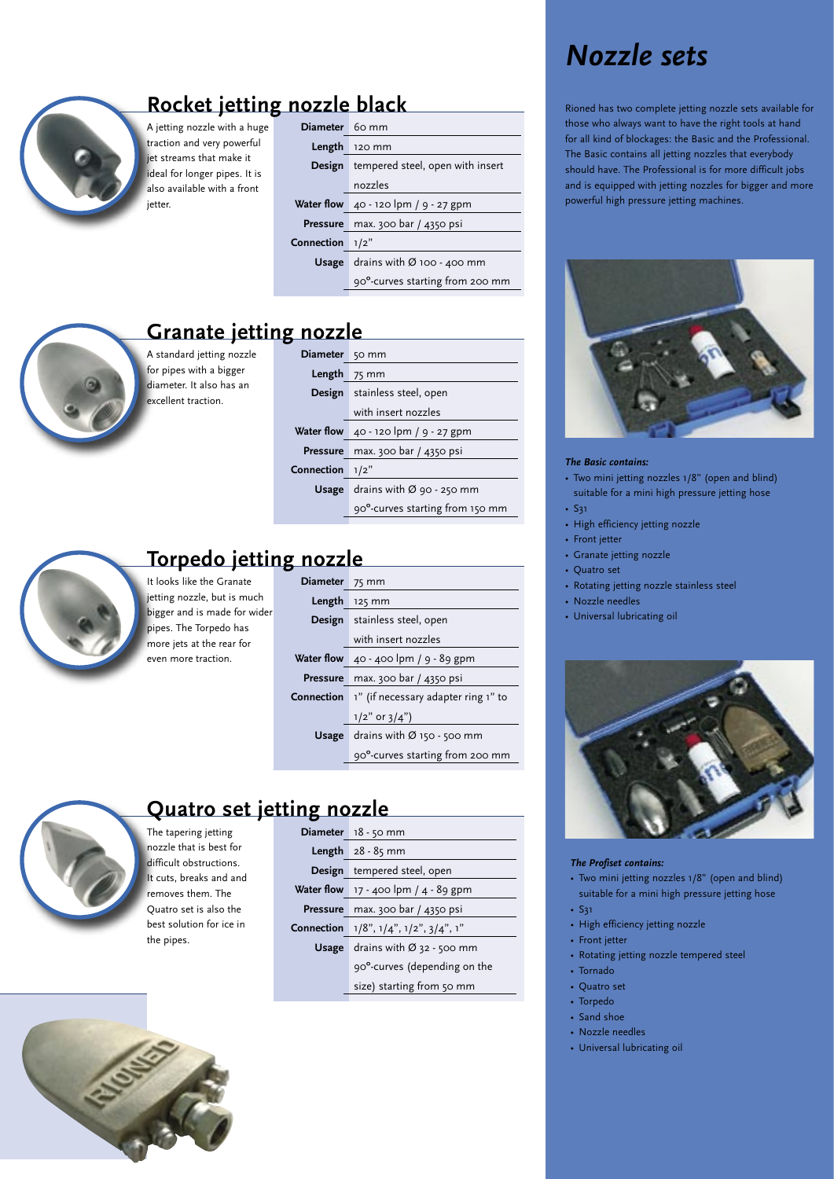## Rocket jetting nozzle black

A jetting nozzle with a huge traction and very powerful jet streams that make it ideal for longer pipes. It is also available with a front jetter.

| | |
|---|---|
| **Diameter** | 60 mm |
| **Length** | 120 mm |
| **Design** | tempered steel, open with insert nozzles |
| **Water flow** | 40 - 120 lpm / 9 - 27 gpm |
| **Pressure** | max. 300 bar / 4350 psi |
| **Connection** | 1/2" |
| **Usage** | drains with Ø 100 - 400 mm<br>90°-curves starting from 200 mm |

## Granate jetting nozzle

A standard jetting nozzle for pipes with a bigger diameter. It also has an excellent traction.

| | |
|---|---|
| **Diameter** | 50 mm |
| **Length** | 75 mm |
| **Design** | stainless steel, open with insert nozzles |
| **Water flow** | 40 - 120 lpm / 9 - 27 gpm |
| **Pressure** | max. 300 bar / 4350 psi |
| **Connection** | 1/2" |
| **Usage** | drains with Ø 90 - 250 mm<br>90°-curves starting from 150 mm |

## Torpedo jetting nozzle

It looks like the Granate jetting nozzle, but is much bigger and is made for wider pipes. The Torpedo has more jets at the rear for even more traction.

| | |
|---|---|
| **Diameter** | 75 mm |
| **Length** | 125 mm |
| **Design** | stainless steel, open with insert nozzles |
| **Water flow** | 40 - 400 lpm / 9 - 89 gpm |
| **Pressure** | max. 300 bar / 4350 psi |
| **Connection** | 1" (if necessary adapter ring 1" to 1/2" or 3/4") |
| **Usage** | drains with Ø 150 - 500 mm<br>90°-curves starting from 200 mm |

## Quatro set jetting nozzle

The tapering jetting nozzle that is best for difficult obstructions. It cuts, breaks and and removes them. The Quatro set is also the best solution for ice in the pipes.

| | |
|---|---|
| **Diameter** | 18 - 50 mm |
| **Length** | 28 - 85 mm |
| **Design** | tempered steel, open |
| **Water flow** | 17 - 400 lpm / 4 - 89 gpm |
| **Pressure** | max. 300 bar / 4350 psi |
| **Connection** | 1/8", 1/4", 1/2", 3/4", 1" |
| **Usage** | drains with Ø 32 - 500 mm<br>90°-curves (depending on the size) starting from 50 mm |

# Nozzle sets

Rioned has two complete jetting nozzle sets available for those who always want to have the right tools at hand for all kind of blockages: the Basic and the Professional. The Basic contains all jetting nozzles that everybody should have. The Professional is for more difficult jobs and is equipped with jetting nozzles for bigger and more powerful high pressure jetting machines.

***The Basic contains:***

- Two mini jetting nozzles 1/8" (open and blind) suitable for a mini high pressure jetting hose
- S31
- High efficiency jetting nozzle
- Front jetter
- Granate jetting nozzle
- Quatro set
- Rotating jetting nozzle stainless steel
- Nozzle needles
- Universal lubricating oil

***The Profiset contains:***

- Two mini jetting nozzles 1/8" (open and blind) suitable for a mini high pressure jetting hose
- S31
- High efficiency jetting nozzle
- Front jetter
- Rotating jetting nozzle tempered steel
- Tornado
- Quatro set
- Torpedo
- Sand shoe
- Nozzle needles
- Universal lubricating oil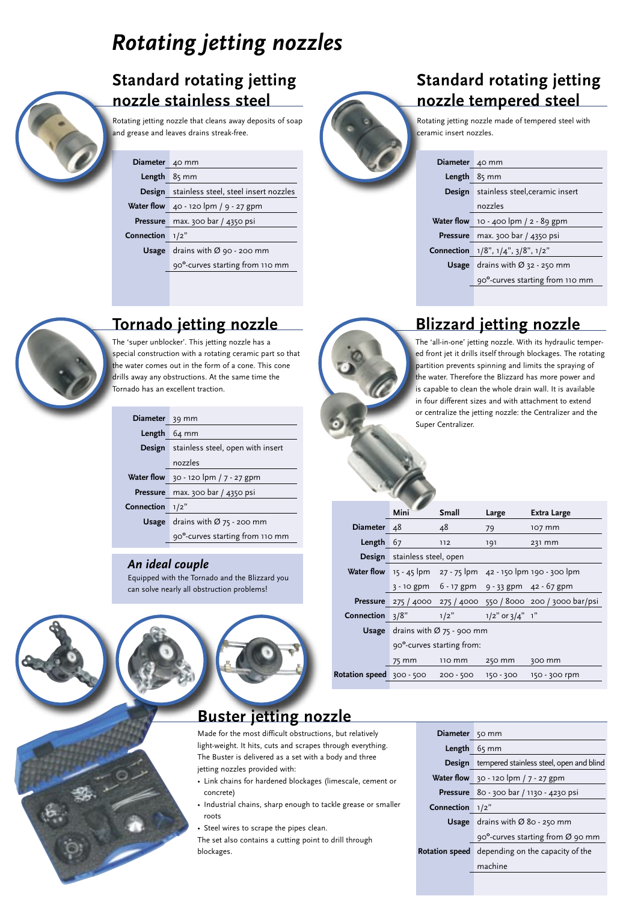# Rotating jetting nozzles

## Standard rotating jetting nozzle stainless steel

Rotating jetting nozzle that cleans away deposits of soap and grease and leaves drains streak-free.

| | |
|---|---|
| **Diameter** | 40 mm |
| **Length** | 85 mm |
| **Design** | stainless steel, steel insert nozzles |
| **Water flow** | 40 - 120 lpm / 9 - 27 gpm |
| **Pressure** | max. 300 bar / 4350 psi |
| **Connection** | 1/2" |
| **Usage** | drains with Ø 90 - 200 mm |
| | 90°-curves starting from 110 mm |

## Standard rotating jetting nozzle tempered steel

Rotating jetting nozzle made of tempered steel with ceramic insert nozzles.

| | |
|---|---|
| **Diameter** | 40 mm |
| **Length** | 85 mm |
| **Design** | stainless steel,ceramic insert nozzles |
| **Water flow** | 10 - 400 lpm / 2 - 89 gpm |
| **Pressure** | max. 300 bar / 4350 psi |
| **Connection** | 1/8", 1/4", 3/8", 1/2" |
| **Usage** | drains with Ø 32 - 250 mm |
| | 90°-curves starting from 110 mm |

## Tornado jetting nozzle

The 'super unblocker'. This jetting nozzle has a special construction with a rotating ceramic part so that the water comes out in the form of a cone. This cone drills away any obstructions. At the same time the Tornado has an excellent traction.

| | |
|---|---|
| **Diameter** | 39 mm |
| **Length** | 64 mm |
| **Design** | stainless steel, open with insert nozzles |
| **Water flow** | 30 - 120 lpm / 7 - 27 gpm |
| **Pressure** | max. 300 bar / 4350 psi |
| **Connection** | 1/2" |
| **Usage** | drains with Ø 75 - 200 mm |
| | 90°-curves starting from 110 mm |

### *An ideal couple*

Equipped with the Tornado and the Blizzard you can solve nearly all obstruction problems!

## Blizzard jetting nozzle

The 'all-in-one' jetting nozzle. With its hydraulic tempered front jet it drills itself through blockages. The rotating partition prevents spinning and limits the spraying of the water. Therefore the Blizzard has more power and is capable to clean the whole drain wall. It is available in four different sizes and with attachment to extend or centralize the jetting nozzle: the Centralizer and the Super Centralizer.

| | Mini | Small | Large | Extra Large |
|---|---|---|---|---|
| **Diameter** | 48 | 48 | 79 | 107 mm |
| **Length** | 67 | 112 | 191 | 231 mm |
| **Design** | stainless steel, open | | | |
| **Water flow** | 15 - 45 lpm | 27 - 75 lpm | 42 - 150 lpm | 190 - 300 lpm |
| | 3 - 10 gpm | 6 - 17 gpm | 9 - 33 gpm | 42 - 67 gpm |
| **Pressure** | 275 / 4000 | 275 / 4000 | 550 / 8000 | 200 / 3000 bar/psi |
| **Connection** | 3/8" | 1/2" | 1/2" or 3/4" | 1" |
| **Usage** | drains with Ø 75 - 900 mm | | | |
| | 90°-curves starting from: | | | |
| | 75 mm | 110 mm | 250 mm | 300 mm |
| **Rotation speed** | 300 - 500 | 200 - 500 | 150 - 300 | 150 - 300 rpm |

## Buster jetting nozzle

Made for the most difficult obstructions, but relatively light-weight. It hits, cuts and scrapes through everything. The Buster is delivered as a set with a body and three jetting nozzles provided with:

- Link chains for hardened blockages (limescale, cement or concrete)
- Industrial chains, sharp enough to tackle grease or smaller roots
- Steel wires to scrape the pipes clean.

The set also contains a cutting point to drill through blockages.

| | |
|---|---|
| **Diameter** | 50 mm |
| **Length** | 65 mm |
| **Design** | tempered stainless steel, open and blind |
| **Water flow** | 30 - 120 lpm / 7 - 27 gpm |
| **Pressure** | 80 - 300 bar / 1130 - 4230 psi |
| **Connection** | 1/2" |
| **Usage** | drains with Ø 80 - 250 mm |
| | 90°-curves starting from Ø 90 mm |
| **Rotation speed** | depending on the capacity of the machine |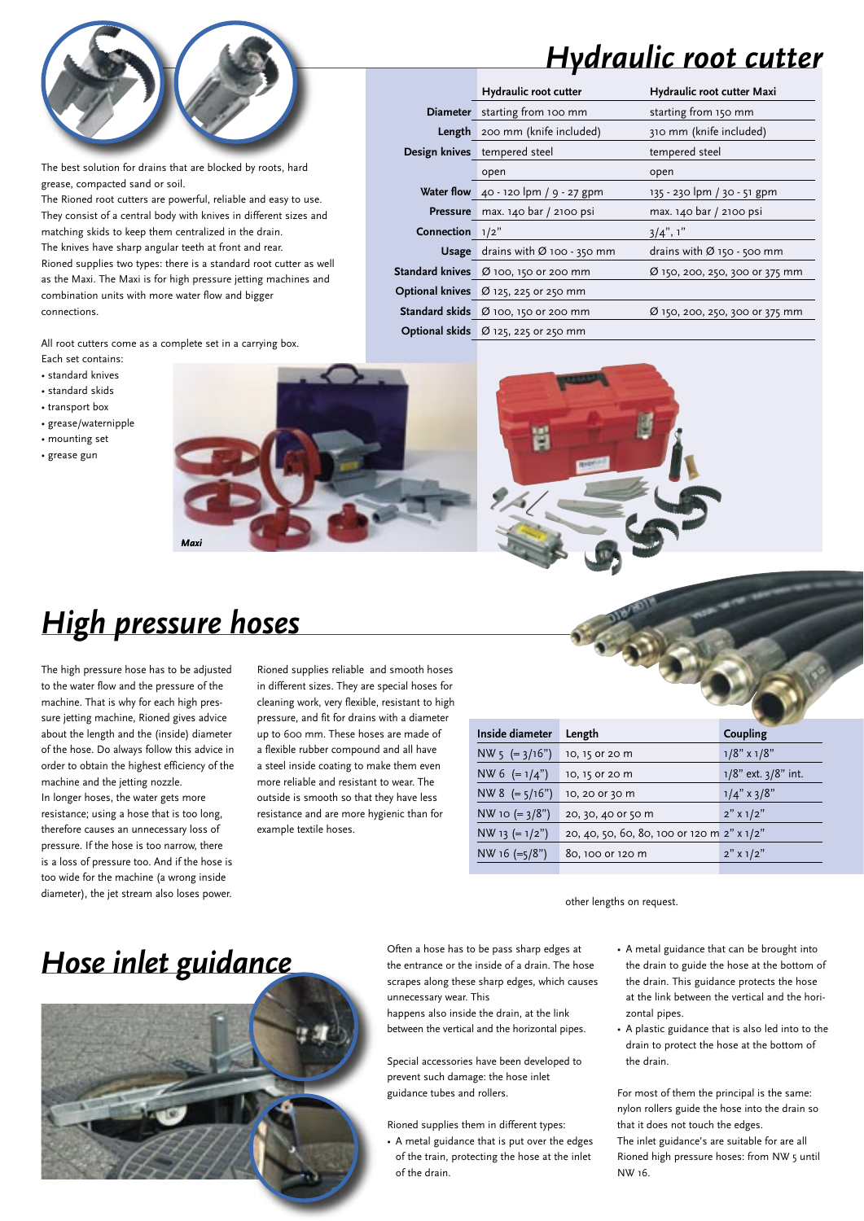# Hydraulic root cutter

The best solution for drains that are blocked by roots, hard grease, compacted sand or soil.

The Rioned root cutters are powerful, reliable and easy to use. They consist of a central body with knives in different sizes and matching skids to keep them centralized in the drain.

The knives have sharp angular teeth at front and rear.

Rioned supplies two types: there is a standard root cutter as well as the Maxi. The Maxi is for high pressure jetting machines and combination units with more water flow and bigger connections.

All root cutters come as a complete set in a carrying box.
Each set contains:

- standard knives
- standard skids
- transport box
- grease/waternipple
- mounting set
- grease gun

| | Hydraulic root cutter | Hydraulic root cutter Maxi |
|---|---|---|
| Diameter | starting from 100 mm | starting from 150 mm |
| Length | 200 mm (knife included) | 310 mm (knife included) |
| Design knives | tempered steel | tempered steel |
| | open | open |
| Water flow | 40 - 120 lpm / 9 - 27 gpm | 135 - 230 lpm / 30 - 51 gpm |
| Pressure | max. 140 bar / 2100 psi | max. 140 bar / 2100 psi |
| Connection | 1/2" | 3/4", 1" |
| Usage | drains with Ø 100 - 350 mm | drains with Ø 150 - 500 mm |
| Standard knives | Ø 100, 150 or 200 mm | Ø 150, 200, 250, 300 or 375 mm |
| Optional knives | Ø 125, 225 or 250 mm | |
| Standard skids | Ø 100, 150 or 200 mm | Ø 150, 200, 250, 300 or 375 mm |
| Optional skids | Ø 125, 225 or 250 mm | |

*Maxi*

# High pressure hoses

The high pressure hose has to be adjusted to the water flow and the pressure of the machine. That is why for each high pressure jetting machine, Rioned gives advice about the length and the (inside) diameter of the hose. Do always follow this advice in order to obtain the highest efficiency of the machine and the jetting nozzle.

In longer hoses, the water gets more resistance; using a hose that is too long, therefore causes an unnecessary loss of pressure. If the hose is too narrow, there is a loss of pressure too. And if the hose is too wide for the machine (a wrong inside diameter), the jet stream also loses power.

Rioned supplies reliable and smooth hoses in different sizes. They are special hoses for cleaning work, very flexible, resistant to high pressure, and fit for drains with a diameter up to 600 mm. These hoses are made of a flexible rubber compound and all have a steel inside coating to make them even more reliable and resistant to wear. The outside is smooth so that they have less resistance and are more hygienic than for example textile hoses.

| Inside diameter | Length | Coupling |
|---|---|---|
| NW 5 (= 3/16") | 10, 15 or 20 m | 1/8" x 1/8" |
| NW 6 (= 1/4") | 10, 15 or 20 m | 1/8" ext. 3/8" int. |
| NW 8 (= 5/16") | 10, 20 or 30 m | 1/4" x 3/8" |
| NW 10 (= 3/8") | 20, 30, 40 or 50 m | 2" x 1/2" |
| NW 13 (= 1/2") | 20, 40, 50, 60, 80, 100 or 120 m | 2" x 1/2" |
| NW 16 (=5/8") | 80, 100 or 120 m | 2" x 1/2" |

other lengths on request.

# Hose inlet guidance

Often a hose has to be pass sharp edges at the entrance or the inside of a drain. The hose scrapes along these sharp edges, which causes unnecessary wear. This happens also inside the drain, at the link between the vertical and the horizontal pipes.

Special accessories have been developed to prevent such damage: the hose inlet guidance tubes and rollers.

Rioned supplies them in different types:

- A metal guidance that is put over the edges of the train, protecting the hose at the inlet of the drain.
- A metal guidance that can be brought into the drain to guide the hose at the bottom of the drain. This guidance protects the hose at the link between the vertical and the horizontal pipes.
- A plastic guidance that is also led into to the drain to protect the hose at the bottom of the drain.

For most of them the principal is the same: nylon rollers guide the hose into the drain so that it does not touch the edges.

The inlet guidance's are suitable for are all Rioned high pressure hoses: from NW 5 until NW 16.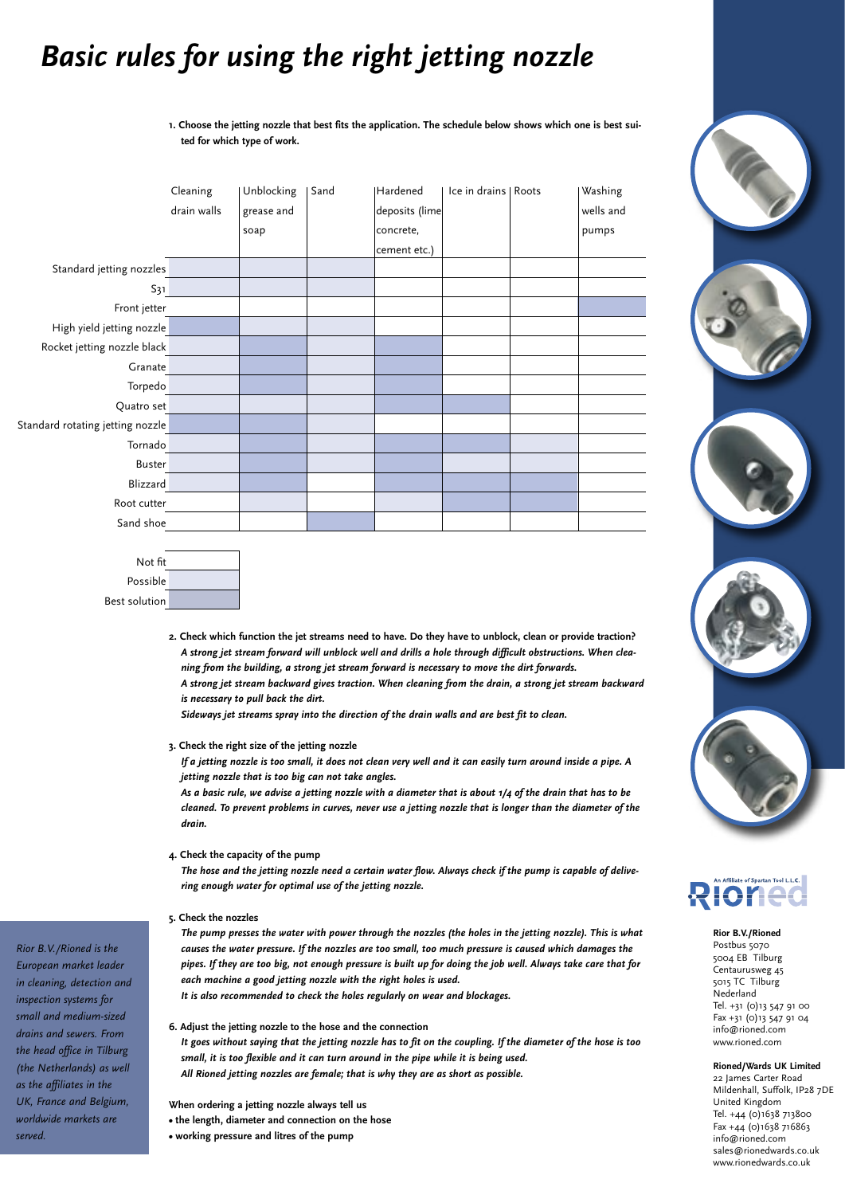# Basic rules for using the right jetting nozzle

**1. Choose the jetting nozzle that best fits the application. The schedule below shows which one is best suited for which type of work.**

| | Cleaning drain walls | Unblocking grease and soap | Sand | Hardened deposits (lime concrete, cement etc.) | Ice in drains | Roots | Washing wells and pumps |
|---|---|---|---|---|---|---|---|
| Standard jetting nozzles | Possible | Possible | Possible | Not fit | Not fit | Not fit | Not fit |
| S31 | Possible | Possible | Possible | Not fit | Not fit | Not fit | Not fit |
| Front jetter | Not fit | Not fit | Not fit | Not fit | Not fit | Not fit | Best solution |
| High yield jetting nozzle | Best solution | Possible | Possible | Not fit | Not fit | Not fit | Not fit |
| Rocket jetting nozzle black | Possible | Best solution | Possible | Best solution | Not fit | Not fit | Not fit |
| Granate | Possible | Best solution | Possible | Best solution | Not fit | Not fit | Not fit |
| Torpedo | Possible | Best solution | Possible | Best solution | Not fit | Not fit | Not fit |
| Quatro set | Possible | Possible | Possible | Best solution | Best solution | Not fit | Not fit |
| Standard rotating jetting nozzle | Best solution | Possible | Possible | Not fit | Not fit | Not fit | Not fit |
| Tornado | Possible | Best solution | Possible | Best solution | Best solution | Possible | Not fit |
| Buster | Possible | Best solution | Possible | Best solution | Possible | Possible | Not fit |
| Blizzard | Possible | Best solution | Not fit | Best solution | Best solution | Best solution | Not fit |
| Root cutter | Not fit | Possible | Not fit | Possible | Best solution | Best solution | Not fit |
| Sand shoe | Not fit | Not fit | Best solution | Not fit | Not fit | Not fit | Not fit |

Not fit
Possible
Best solution

**2. Check which function the jet streams need to have. Do they have to unblock, clean or provide traction?**
***A strong jet stream forward will unblock well and drills a hole through difficult obstructions. When cleaning from the building, a strong jet stream forward is necessary to move the dirt forwards.***
***A strong jet stream backward gives traction. When cleaning from the drain, a strong jet stream backward is necessary to pull back the dirt.***
***Sideways jet streams spray into the direction of the drain walls and are best fit to clean.***

**3. Check the right size of the jetting nozzle**
***If a jetting nozzle is too small, it does not clean very well and it can easily turn around inside a pipe. A jetting nozzle that is too big can not take angles.***
***As a basic rule, we advise a jetting nozzle with a diameter that is about 1/4 of the drain that has to be cleaned. To prevent problems in curves, never use a jetting nozzle that is longer than the diameter of the drain.***

**4. Check the capacity of the pump**
***The hose and the jetting nozzle need a certain water flow. Always check if the pump is capable of delivering enough water for optimal use of the jetting nozzle.***

**5. Check the nozzles**
***The pump presses the water with power through the nozzles (the holes in the jetting nozzle). This is what causes the water pressure. If the nozzles are too small, too much pressure is caused which damages the pipes. If they are too big, not enough pressure is built up for doing the job well. Always take care that for each machine a good jetting nozzle with the right holes is used.***
***It is also recommended to check the holes regularly on wear and blockages.***

**6. Adjust the jetting nozzle to the hose and the connection**
***It goes without saying that the jetting nozzle has to fit on the coupling. If the diameter of the hose is too small, it is too flexible and it can turn around in the pipe while it is being used.***
***All Rioned jetting nozzles are female; that is why they are as short as possible.***

**When ordering a jetting nozzle always tell us**
- **the length, diameter and connection on the hose**
- **working pressure and litres of the pump**

*Rior B.V./Rioned is the European market leader in cleaning, detection and inspection systems for small and medium-sized drains and sewers. From the head office in Tilburg (the Netherlands) as well as the affiliates in the UK, France and Belgium, worldwide markets are served.*

An Affiliate of Spartan Tool L.L.C.
Rioned

**Rior B.V./Rioned**
Postbus 5070
5004 EB Tilburg
Centaurusweg 45
5015 TC Tilburg
Nederland
Tel. +31 (0)13 547 91 00
Fax +31 (0)13 547 91 04
info@rioned.com
www.rioned.com

**Rioned/Wards UK Limited**
22 James Carter Road
Mildenhall, Suffolk, IP28 7DE
United Kingdom
Tel. +44 (0)1638 713800
Fax +44 (0)1638 716863
info@rioned.com
sales@rionedwards.co.uk
www.rionedwards.co.uk